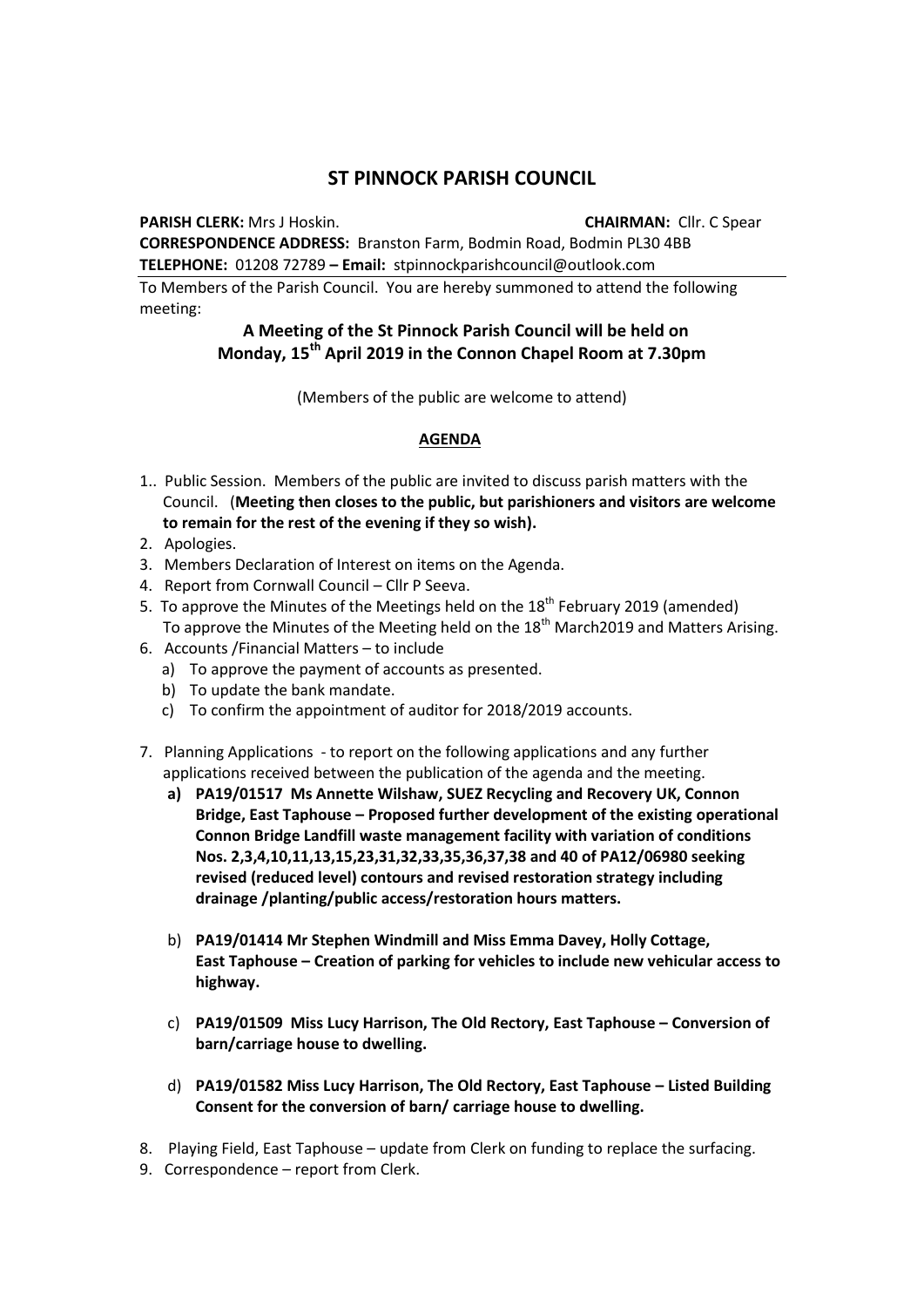# ST PINNOCK PARISH COUNCIL

**PARISH CLERK:** Mrs J Hoskin. **CHAIRMAN:** Cllr. C Spear
**CORRESPONDENCE ADDRESS:** Branston Farm, Bodmin Road, Bodmin PL30 4BB
**TELEPHONE:** 01208 72789 **– Email:** stpinnockparishcouncil@outlook.com

To Members of the Parish Council. You are hereby summoned to attend the following meeting:

**A Meeting of the St Pinnock Parish Council will be held on Monday, 15th April 2019 in the Connon Chapel Room at 7.30pm**

(Members of the public are welcome to attend)

## AGENDA

1.. Public Session. Members of the public are invited to discuss parish matters with the Council. (**Meeting then closes to the public, but parishioners and visitors are welcome to remain for the rest of the evening if they so wish).**
2. Apologies.
3. Members Declaration of Interest on items on the Agenda.
4. Report from Cornwall Council – Cllr P Seeva.
5. To approve the Minutes of the Meetings held on the 18th February 2019 (amended)
   To approve the Minutes of the Meeting held on the 18th March2019 and Matters Arising.
6. Accounts /Financial Matters – to include
   a) To approve the payment of accounts as presented.
   b) To update the bank mandate.
   c) To confirm the appointment of auditor for 2018/2019 accounts.
7. Planning Applications - to report on the following applications and any further applications received between the publication of the agenda and the meeting.
   **a) PA19/01517 Ms Annette Wilshaw, SUEZ Recycling and Recovery UK, Connon Bridge, East Taphouse – Proposed further development of the existing operational Connon Bridge Landfill waste management facility with variation of conditions Nos. 2,3,4,10,11,13,15,23,31,32,33,35,36,37,38 and 40 of PA12/06980 seeking revised (reduced level) contours and revised restoration strategy including drainage /planting/public access/restoration hours matters.**
   b) **PA19/01414 Mr Stephen Windmill and Miss Emma Davey, Holly Cottage, East Taphouse – Creation of parking for vehicles to include new vehicular access to highway.**
   c) **PA19/01509 Miss Lucy Harrison, The Old Rectory, East Taphouse – Conversion of barn/carriage house to dwelling.**
   d) **PA19/01582 Miss Lucy Harrison, The Old Rectory, East Taphouse – Listed Building Consent for the conversion of barn/ carriage house to dwelling.**
8. Playing Field, East Taphouse – update from Clerk on funding to replace the surfacing.
9. Correspondence – report from Clerk.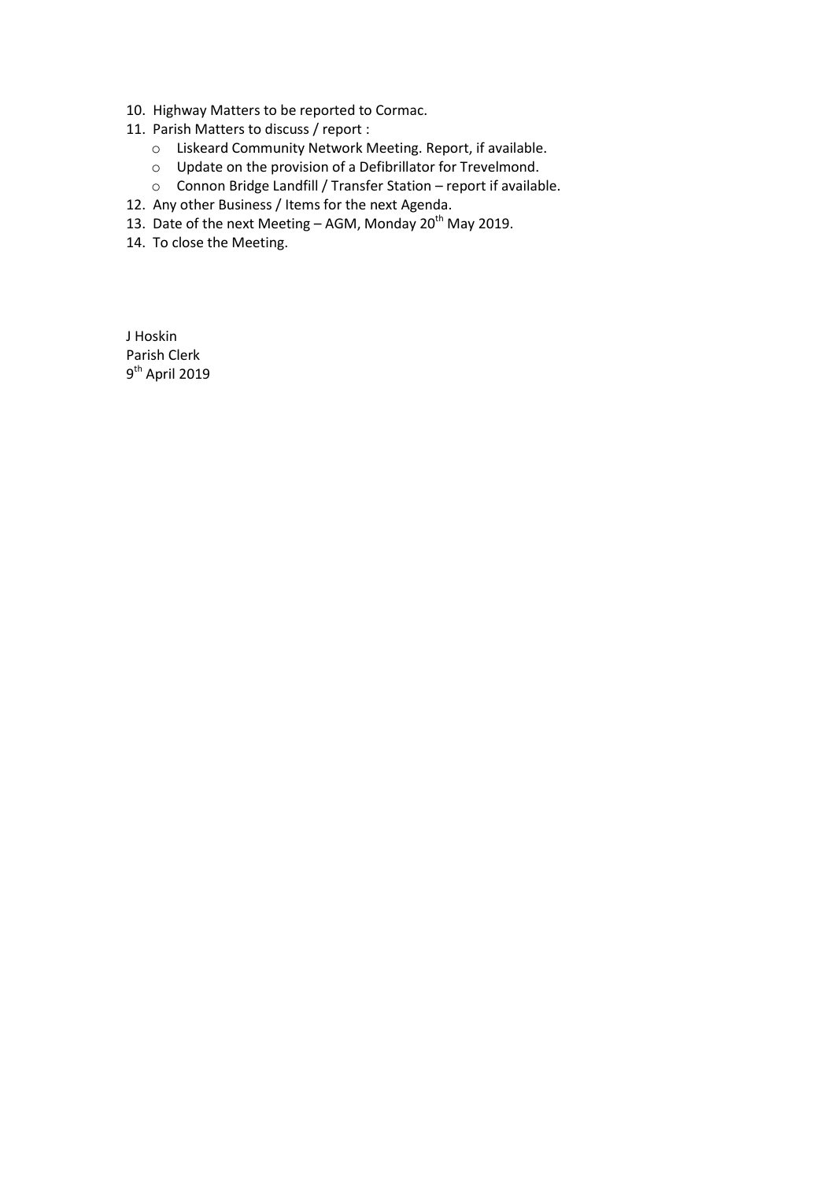10. Highway Matters to be reported to Cormac.
11. Parish Matters to discuss / report :
    - Liskeard Community Network Meeting. Report, if available.
    - Update on the provision of a Defibrillator for Trevelmond.
    - Connon Bridge Landfill / Transfer Station – report if available.
12. Any other Business / Items for the next Agenda.
13. Date of the next Meeting – AGM, Monday 20th May 2019.
14. To close the Meeting.

J Hoskin
Parish Clerk
9th April 2019